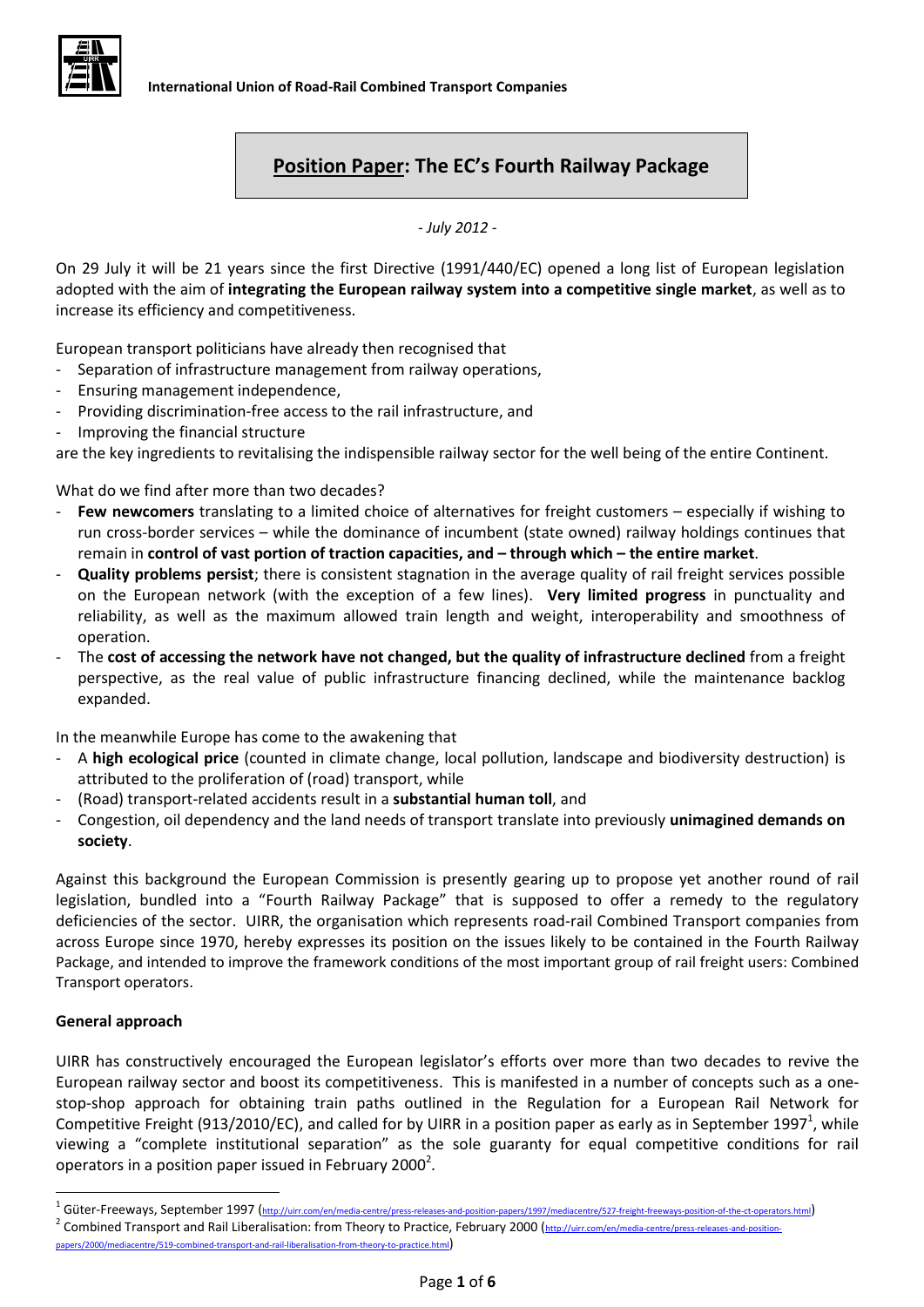International Union of Road-Rail Combined Transport Companies

# Position Paper: The EC's Fourth Railway Package

*- July 2012 -*

On 29 July it will be 21 years since the first Directive (1991/440/EC) opened a long list of European legislation adopted with the aim of **integrating the European railway system into a competitive single market**, as well as to increase its efficiency and competitiveness.

European transport politicians have already then recognised that

- Separation of infrastructure management from railway operations,
- Ensuring management independence,
- Providing discrimination-free access to the rail infrastructure, and
- Improving the financial structure

are the key ingredients to revitalising the indispensible railway sector for the well being of the entire Continent.

What do we find after more than two decades?

- **Few newcomers** translating to a limited choice of alternatives for freight customers – especially if wishing to run cross-border services – while the dominance of incumbent (state owned) railway holdings continues that remain in **control of vast portion of traction capacities, and – through which – the entire market**.
- **Quality problems persist**; there is consistent stagnation in the average quality of rail freight services possible on the European network (with the exception of a few lines). **Very limited progress** in punctuality and reliability, as well as the maximum allowed train length and weight, interoperability and smoothness of operation.
- The **cost of accessing the network have not changed, but the quality of infrastructure declined** from a freight perspective, as the real value of public infrastructure financing declined, while the maintenance backlog expanded.

In the meanwhile Europe has come to the awakening that

- A **high ecological price** (counted in climate change, local pollution, landscape and biodiversity destruction) is attributed to the proliferation of (road) transport, while
- (Road) transport-related accidents result in a **substantial human toll**, and
- Congestion, oil dependency and the land needs of transport translate into previously **unimagined demands on society**.

Against this background the European Commission is presently gearing up to propose yet another round of rail legislation, bundled into a "Fourth Railway Package" that is supposed to offer a remedy to the regulatory deficiencies of the sector. UIRR, the organisation which represents road-rail Combined Transport companies from across Europe since 1970, hereby expresses its position on the issues likely to be contained in the Fourth Railway Package, and intended to improve the framework conditions of the most important group of rail freight users: Combined Transport operators.

**General approach**

UIRR has constructively encouraged the European legislator's efforts over more than two decades to revive the European railway sector and boost its competitiveness. This is manifested in a number of concepts such as a one-stop-shop approach for obtaining train paths outlined in the Regulation for a European Rail Network for Competitive Freight (913/2010/EC), and called for by UIRR in a position paper as early as in September 1997[1], while viewing a "complete institutional separation" as the sole guaranty for equal competitive conditions for rail operators in a position paper issued in February 2000[2].

---

[1] Güter-Freeways, September 1997 (http://uirr.com/en/media-centre/press-releases-and-position-papers/1997/mediacentre/527-freight-freeways-position-of-the-ct-operators.html)

[2] Combined Transport and Rail Liberalisation: from Theory to Practice, February 2000 (http://uirr.com/en/media-centre/press-releases-and-position-papers/2000/mediacentre/519-combined-transport-and-rail-liberalisation-from-theory-to-practice.html)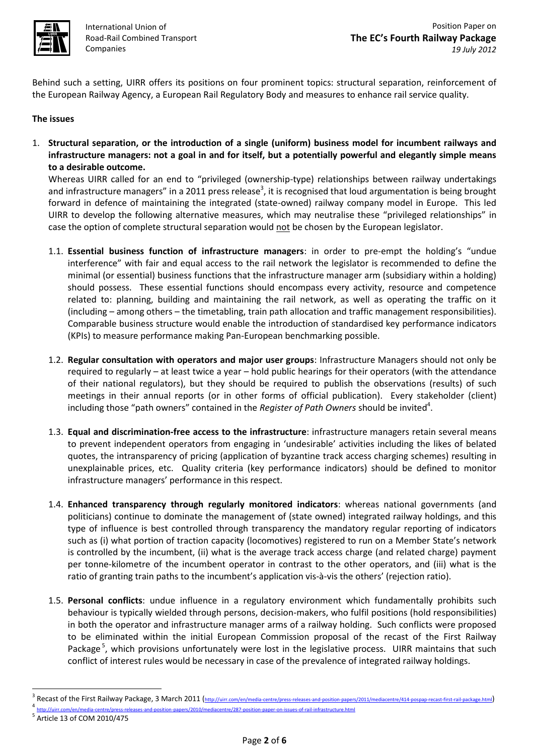Behind such a setting, UIRR offers its positions on four prominent topics: structural separation, reinforcement of the European Railway Agency, a European Rail Regulatory Body and measures to enhance rail service quality.

**The issues**

1. **Structural separation, or the introduction of a single (uniform) business model for incumbent railways and infrastructure managers: not a goal in and for itself, but a potentially powerful and elegantly simple means to a desirable outcome.**

   Whereas UIRR called for an end to "privileged (ownership-type) relationships between railway undertakings and infrastructure managers" in a 2011 press release[3], it is recognised that loud argumentation is being brought forward in defence of maintaining the integrated (state-owned) railway company model in Europe. This led UIRR to develop the following alternative measures, which may neutralise these "privileged relationships" in case the option of complete structural separation would not be chosen by the European legislator.

   1.1. **Essential business function of infrastructure managers**: in order to pre-empt the holding's "undue interference" with fair and equal access to the rail network the legislator is recommended to define the minimal (or essential) business functions that the infrastructure manager arm (subsidiary within a holding) should possess. These essential functions should encompass every activity, resource and competence related to: planning, building and maintaining the rail network, as well as operating the traffic on it (including – among others – the timetabling, train path allocation and traffic management responsibilities). Comparable business structure would enable the introduction of standardised key performance indicators (KPIs) to measure performance making Pan-European benchmarking possible.

   1.2. **Regular consultation with operators and major user groups**: Infrastructure Managers should not only be required to regularly – at least twice a year – hold public hearings for their operators (with the attendance of their national regulators), but they should be required to publish the observations (results) of such meetings in their annual reports (or in other forms of official publication). Every stakeholder (client) including those "path owners" contained in the *Register of Path Owners* should be invited[4].

   1.3. **Equal and discrimination-free access to the infrastructure**: infrastructure managers retain several means to prevent independent operators from engaging in 'undesirable' activities including the likes of belated quotes, the intransparency of pricing (application of byzantine track access charging schemes) resulting in unexplainable prices, etc. Quality criteria (key performance indicators) should be defined to monitor infrastructure managers' performance in this respect.

   1.4. **Enhanced transparency through regularly monitored indicators**: whereas national governments (and politicians) continue to dominate the management of (state owned) integrated railway holdings, and this type of influence is best controlled through transparency the mandatory regular reporting of indicators such as (i) what portion of traction capacity (locomotives) registered to run on a Member State's network is controlled by the incumbent, (ii) what is the average track access charge (and related charge) payment per tonne-kilometre of the incumbent operator in contrast to the other operators, and (iii) what is the ratio of granting train paths to the incumbent's application vis-à-vis the others' (rejection ratio).

   1.5. **Personal conflicts**: undue influence in a regulatory environment which fundamentally prohibits such behaviour is typically wielded through persons, decision-makers, who fulfil positions (hold responsibilities) in both the operator and infrastructure manager arms of a railway holding. Such conflicts were proposed to be eliminated within the initial European Commission proposal of the recast of the First Railway Package[5], which provisions unfortunately were lost in the legislative process. UIRR maintains that such conflict of interest rules would be necessary in case of the prevalence of integrated railway holdings.

---

[3] Recast of the First Railway Package, 3 March 2011 (http://uirr.com/en/media-centre/press-releases-and-position-papers/2011/mediacentre/414-pospap-recast-first-rail-package.html)

[4] http://uirr.com/en/media-centre/press-releases-and-position-papers/2010/mediacentre/287-position-paper-on-issues-of-rail-infrastructure.html

[5] Article 13 of COM 2010/475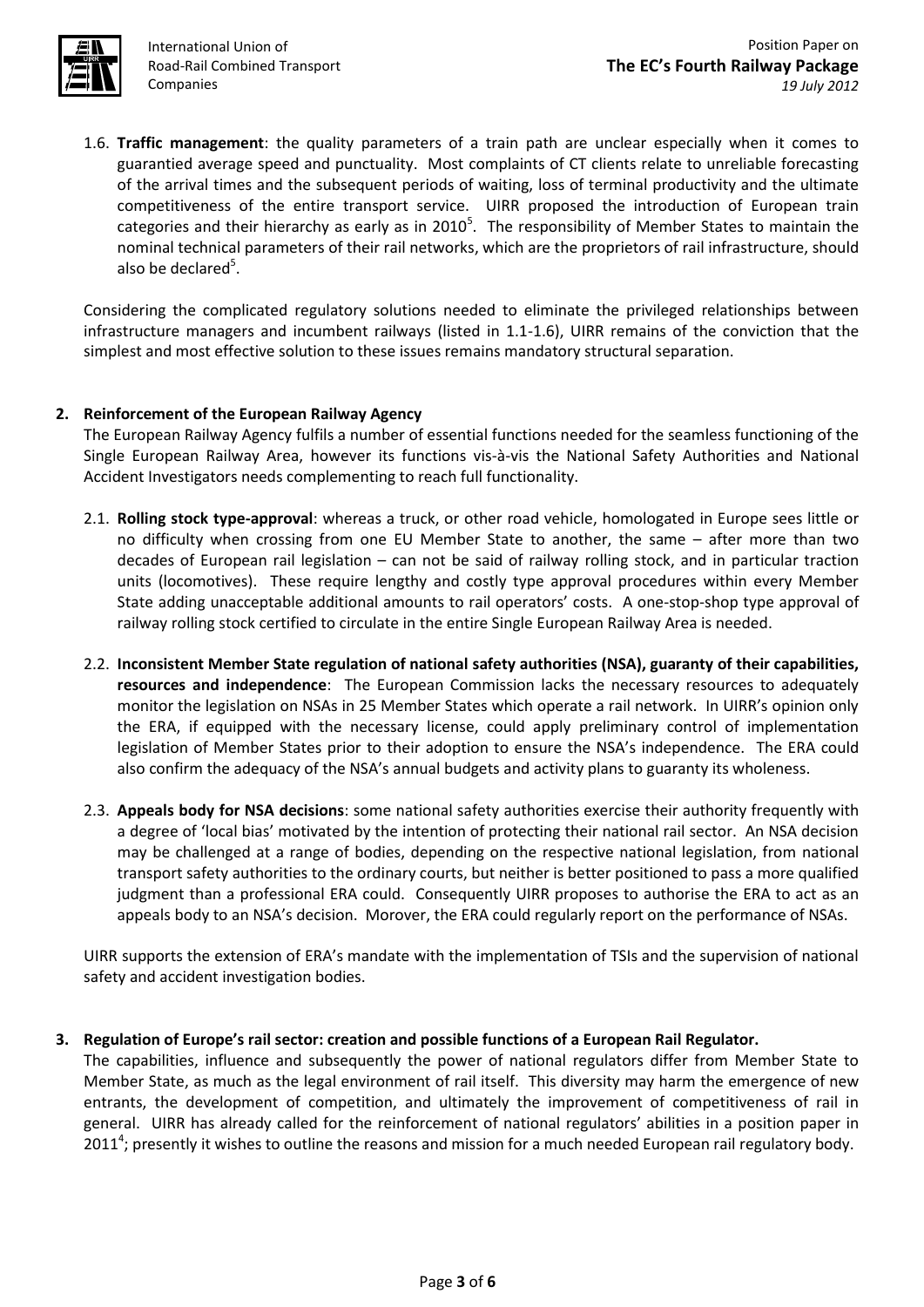1.6. **Traffic management**: the quality parameters of a train path are unclear especially when it comes to guarantied average speed and punctuality. Most complaints of CT clients relate to unreliable forecasting of the arrival times and the subsequent periods of waiting, loss of terminal productivity and the ultimate competitiveness of the entire transport service. UIRR proposed the introduction of European train categories and their hierarchy as early as in 2010[5]. The responsibility of Member States to maintain the nominal technical parameters of their rail networks, which are the proprietors of rail infrastructure, should also be declared[5].

Considering the complicated regulatory solutions needed to eliminate the privileged relationships between infrastructure managers and incumbent railways (listed in 1.1-1.6), UIRR remains of the conviction that the simplest and most effective solution to these issues remains mandatory structural separation.

## 2. Reinforcement of the European Railway Agency

The European Railway Agency fulfils a number of essential functions needed for the seamless functioning of the Single European Railway Area, however its functions vis-à-vis the National Safety Authorities and National Accident Investigators needs complementing to reach full functionality.

2.1. **Rolling stock type-approval**: whereas a truck, or other road vehicle, homologated in Europe sees little or no difficulty when crossing from one EU Member State to another, the same – after more than two decades of European rail legislation – can not be said of railway rolling stock, and in particular traction units (locomotives). These require lengthy and costly type approval procedures within every Member State adding unacceptable additional amounts to rail operators' costs. A one-stop-shop type approval of railway rolling stock certified to circulate in the entire Single European Railway Area is needed.

2.2. **Inconsistent Member State regulation of national safety authorities (NSA), guaranty of their capabilities, resources and independence**: The European Commission lacks the necessary resources to adequately monitor the legislation on NSAs in 25 Member States which operate a rail network. In UIRR's opinion only the ERA, if equipped with the necessary license, could apply preliminary control of implementation legislation of Member States prior to their adoption to ensure the NSA's independence. The ERA could also confirm the adequacy of the NSA's annual budgets and activity plans to guaranty its wholeness.

2.3. **Appeals body for NSA decisions**: some national safety authorities exercise their authority frequently with a degree of 'local bias' motivated by the intention of protecting their national rail sector. An NSA decision may be challenged at a range of bodies, depending on the respective national legislation, from national transport safety authorities to the ordinary courts, but neither is better positioned to pass a more qualified judgment than a professional ERA could. Consequently UIRR proposes to authorise the ERA to act as an appeals body to an NSA's decision. Morover, the ERA could regularly report on the performance of NSAs.

UIRR supports the extension of ERA's mandate with the implementation of TSIs and the supervision of national safety and accident investigation bodies.

## 3. Regulation of Europe's rail sector: creation and possible functions of a European Rail Regulator.

The capabilities, influence and subsequently the power of national regulators differ from Member State to Member State, as much as the legal environment of rail itself. This diversity may harm the emergence of new entrants, the development of competition, and ultimately the improvement of competitiveness of rail in general. UIRR has already called for the reinforcement of national regulators' abilities in a position paper in 2011[4]; presently it wishes to outline the reasons and mission for a much needed European rail regulatory body.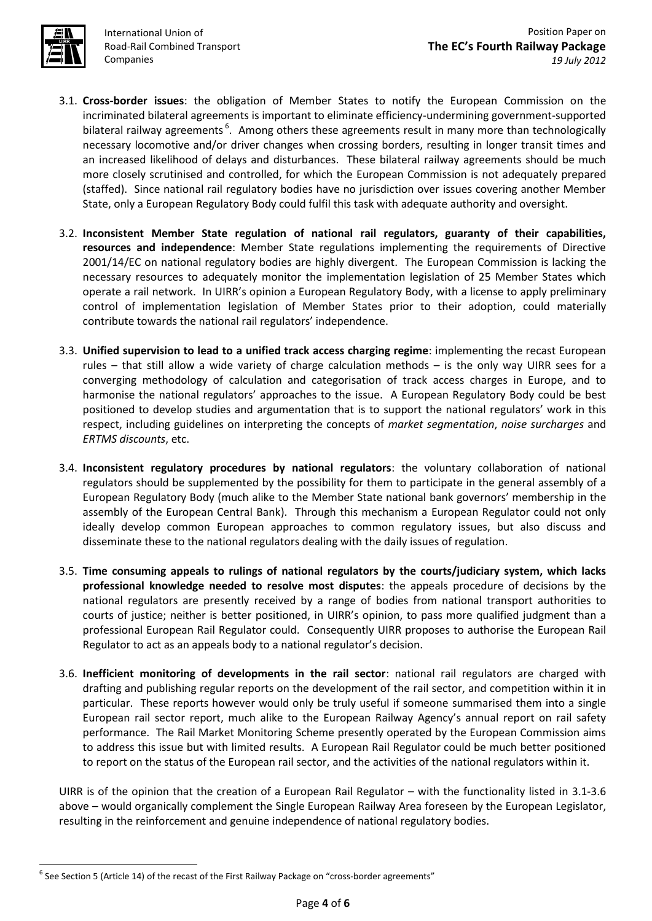3.1. **Cross-border issues**: the obligation of Member States to notify the European Commission on the incriminated bilateral agreements is important to eliminate efficiency-undermining government-supported bilateral railway agreements[6]. Among others these agreements result in many more than technologically necessary locomotive and/or driver changes when crossing borders, resulting in longer transit times and an increased likelihood of delays and disturbances. These bilateral railway agreements should be much more closely scrutinised and controlled, for which the European Commission is not adequately prepared (staffed). Since national rail regulatory bodies have no jurisdiction over issues covering another Member State, only a European Regulatory Body could fulfil this task with adequate authority and oversight.

3.2. **Inconsistent Member State regulation of national rail regulators, guaranty of their capabilities, resources and independence**: Member State regulations implementing the requirements of Directive 2001/14/EC on national regulatory bodies are highly divergent. The European Commission is lacking the necessary resources to adequately monitor the implementation legislation of 25 Member States which operate a rail network. In UIRR's opinion a European Regulatory Body, with a license to apply preliminary control of implementation legislation of Member States prior to their adoption, could materially contribute towards the national rail regulators' independence.

3.3. **Unified supervision to lead to a unified track access charging regime**: implementing the recast European rules – that still allow a wide variety of charge calculation methods – is the only way UIRR sees for a converging methodology of calculation and categorisation of track access charges in Europe, and to harmonise the national regulators' approaches to the issue. A European Regulatory Body could be best positioned to develop studies and argumentation that is to support the national regulators' work in this respect, including guidelines on interpreting the concepts of *market segmentation*, *noise surcharges* and *ERTMS discounts*, etc.

3.4. **Inconsistent regulatory procedures by national regulators**: the voluntary collaboration of national regulators should be supplemented by the possibility for them to participate in the general assembly of a European Regulatory Body (much alike to the Member State national bank governors' membership in the assembly of the European Central Bank). Through this mechanism a European Regulator could not only ideally develop common European approaches to common regulatory issues, but also discuss and disseminate these to the national regulators dealing with the daily issues of regulation.

3.5. **Time consuming appeals to rulings of national regulators by the courts/judiciary system, which lacks professional knowledge needed to resolve most disputes**: the appeals procedure of decisions by the national regulators are presently received by a range of bodies from national transport authorities to courts of justice; neither is better positioned, in UIRR's opinion, to pass more qualified judgment than a professional European Rail Regulator could. Consequently UIRR proposes to authorise the European Rail Regulator to act as an appeals body to a national regulator's decision.

3.6. **Inefficient monitoring of developments in the rail sector**: national rail regulators are charged with drafting and publishing regular reports on the development of the rail sector, and competition within it in particular. These reports however would only be truly useful if someone summarised them into a single European rail sector report, much alike to the European Railway Agency's annual report on rail safety performance. The Rail Market Monitoring Scheme presently operated by the European Commission aims to address this issue but with limited results. A European Rail Regulator could be much better positioned to report on the status of the European rail sector, and the activities of the national regulators within it.

UIRR is of the opinion that the creation of a European Rail Regulator – with the functionality listed in 3.1-3.6 above – would organically complement the Single European Railway Area foreseen by the European Legislator, resulting in the reinforcement and genuine independence of national regulatory bodies.

---

[6] See Section 5 (Article 14) of the recast of the First Railway Package on "cross-border agreements"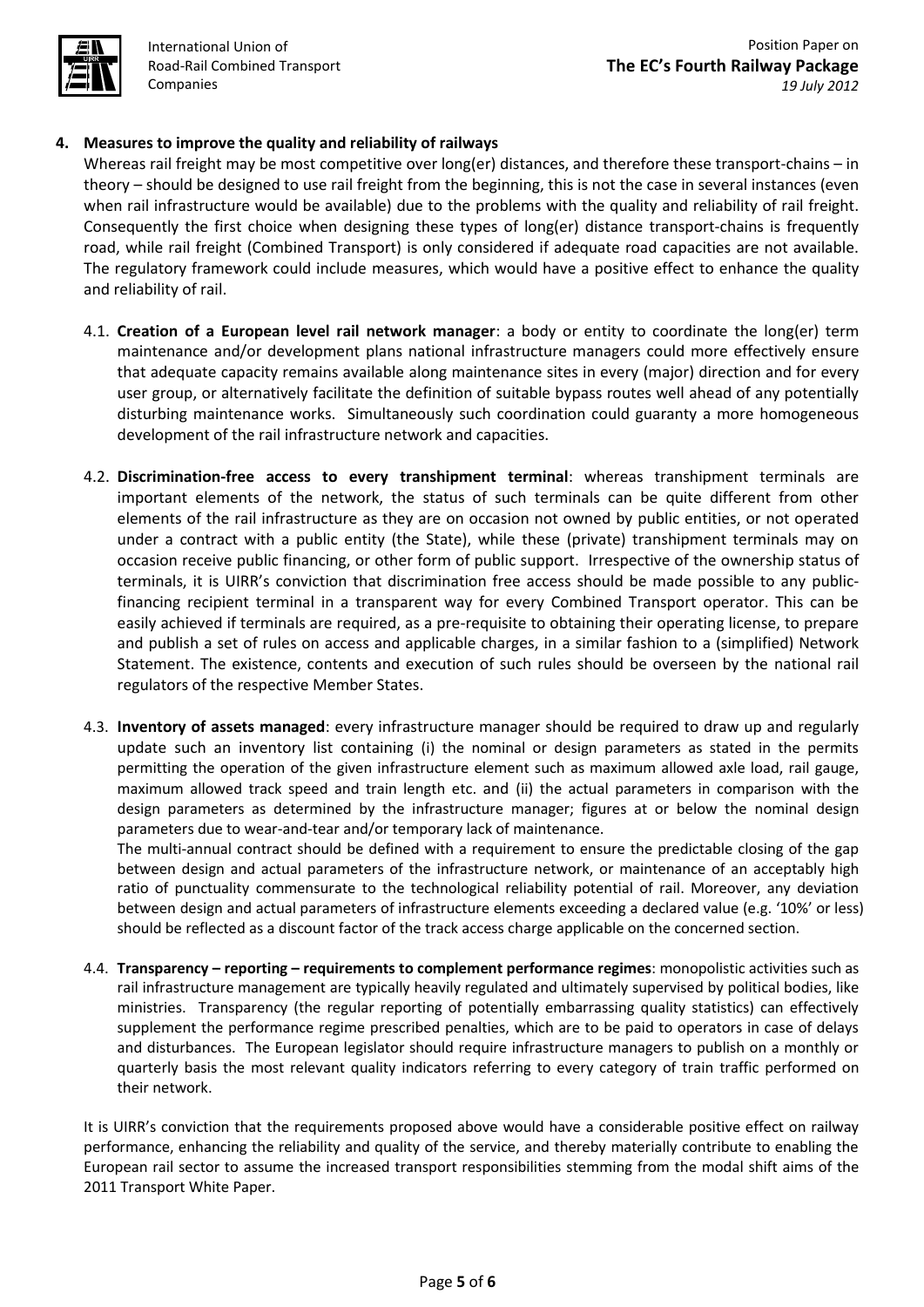## 4. Measures to improve the quality and reliability of railways

Whereas rail freight may be most competitive over long(er) distances, and therefore these transport-chains – in theory – should be designed to use rail freight from the beginning, this is not the case in several instances (even when rail infrastructure would be available) due to the problems with the quality and reliability of rail freight. Consequently the first choice when designing these types of long(er) distance transport-chains is frequently road, while rail freight (Combined Transport) is only considered if adequate road capacities are not available. The regulatory framework could include measures, which would have a positive effect to enhance the quality and reliability of rail.

4.1. **Creation of a European level rail network manager**: a body or entity to coordinate the long(er) term maintenance and/or development plans national infrastructure managers could more effectively ensure that adequate capacity remains available along maintenance sites in every (major) direction and for every user group, or alternatively facilitate the definition of suitable bypass routes well ahead of any potentially disturbing maintenance works. Simultaneously such coordination could guaranty a more homogeneous development of the rail infrastructure network and capacities.

4.2. **Discrimination-free access to every transhipment terminal**: whereas transhipment terminals are important elements of the network, the status of such terminals can be quite different from other elements of the rail infrastructure as they are on occasion not owned by public entities, or not operated under a contract with a public entity (the State), while these (private) transhipment terminals may on occasion receive public financing, or other form of public support. Irrespective of the ownership status of terminals, it is UIRR's conviction that discrimination free access should be made possible to any public-financing recipient terminal in a transparent way for every Combined Transport operator. This can be easily achieved if terminals are required, as a pre-requisite to obtaining their operating license, to prepare and publish a set of rules on access and applicable charges, in a similar fashion to a (simplified) Network Statement. The existence, contents and execution of such rules should be overseen by the national rail regulators of the respective Member States.

4.3. **Inventory of assets managed**: every infrastructure manager should be required to draw up and regularly update such an inventory list containing (i) the nominal or design parameters as stated in the permits permitting the operation of the given infrastructure element such as maximum allowed axle load, rail gauge, maximum allowed track speed and train length etc. and (ii) the actual parameters in comparison with the design parameters as determined by the infrastructure manager; figures at or below the nominal design parameters due to wear-and-tear and/or temporary lack of maintenance.

The multi-annual contract should be defined with a requirement to ensure the predictable closing of the gap between design and actual parameters of the infrastructure network, or maintenance of an acceptably high ratio of punctuality commensurate to the technological reliability potential of rail. Moreover, any deviation between design and actual parameters of infrastructure elements exceeding a declared value (e.g. '10%' or less) should be reflected as a discount factor of the track access charge applicable on the concerned section.

4.4. **Transparency – reporting – requirements to complement performance regimes**: monopolistic activities such as rail infrastructure management are typically heavily regulated and ultimately supervised by political bodies, like ministries. Transparency (the regular reporting of potentially embarrassing quality statistics) can effectively supplement the performance regime prescribed penalties, which are to be paid to operators in case of delays and disturbances. The European legislator should require infrastructure managers to publish on a monthly or quarterly basis the most relevant quality indicators referring to every category of train traffic performed on their network.

It is UIRR's conviction that the requirements proposed above would have a considerable positive effect on railway performance, enhancing the reliability and quality of the service, and thereby materially contribute to enabling the European rail sector to assume the increased transport responsibilities stemming from the modal shift aims of the 2011 Transport White Paper.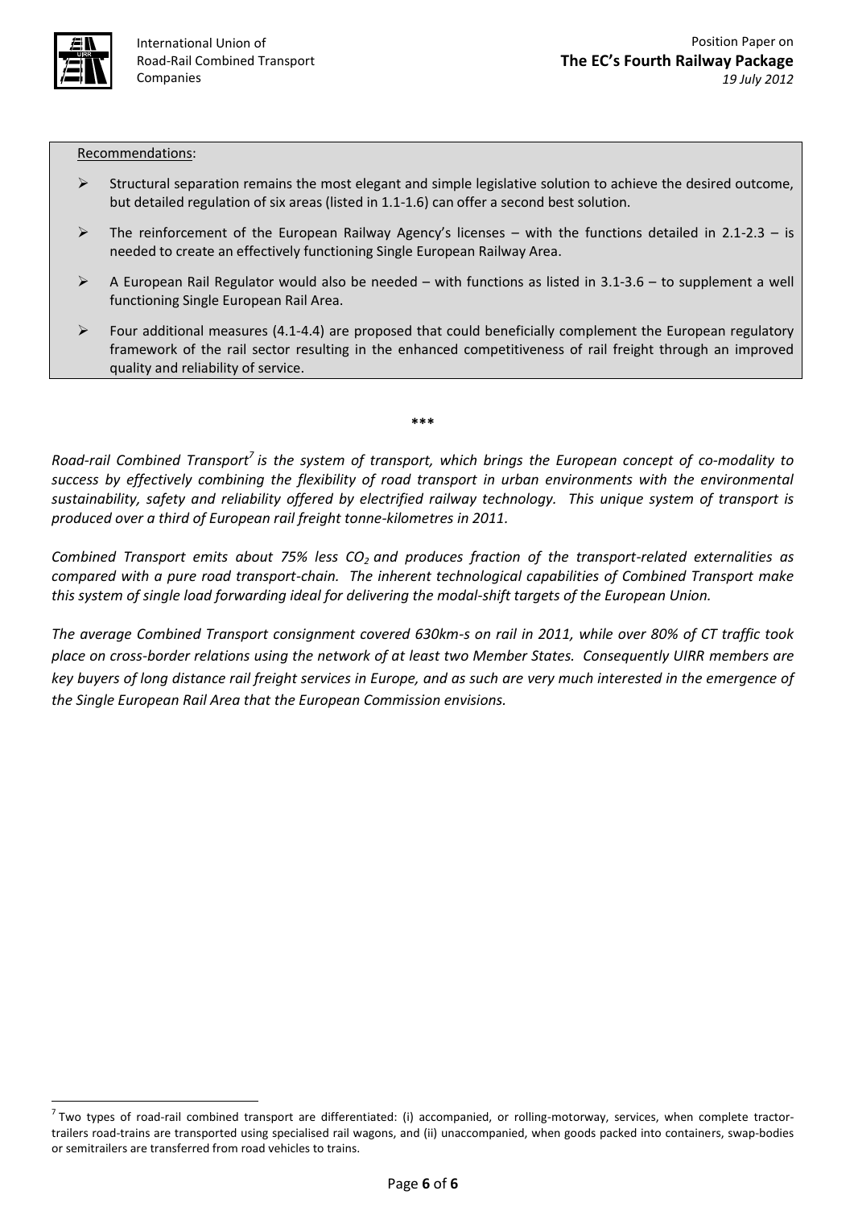Recommendations:

- Structural separation remains the most elegant and simple legislative solution to achieve the desired outcome, but detailed regulation of six areas (listed in 1.1-1.6) can offer a second best solution.
- The reinforcement of the European Railway Agency's licenses – with the functions detailed in 2.1-2.3 – is needed to create an effectively functioning Single European Railway Area.
- A European Rail Regulator would also be needed – with functions as listed in 3.1-3.6 – to supplement a well functioning Single European Rail Area.
- Four additional measures (4.1-4.4) are proposed that could beneficially complement the European regulatory framework of the rail sector resulting in the enhanced competitiveness of rail freight through an improved quality and reliability of service.

***

*Road-rail Combined Transport[7] is the system of transport, which brings the European concept of co-modality to success by effectively combining the flexibility of road transport in urban environments with the environmental sustainability, safety and reliability offered by electrified railway technology. This unique system of transport is produced over a third of European rail freight tonne-kilometres in 2011.*

*Combined Transport emits about 75% less $CO_2$ and produces fraction of the transport-related externalities as compared with a pure road transport-chain. The inherent technological capabilities of Combined Transport make this system of single load forwarding ideal for delivering the modal-shift targets of the European Union.*

*The average Combined Transport consignment covered 630km-s on rail in 2011, while over 80% of CT traffic took place on cross-border relations using the network of at least two Member States. Consequently UIRR members are key buyers of long distance rail freight services in Europe, and as such are very much interested in the emergence of the Single European Rail Area that the European Commission envisions.*

[7] Two types of road-rail combined transport are differentiated: (i) accompanied, or rolling-motorway, services, when complete tractor-trailers road-trains are transported using specialised rail wagons, and (ii) unaccompanied, when goods packed into containers, swap-bodies or semitrailers are transferred from road vehicles to trains.